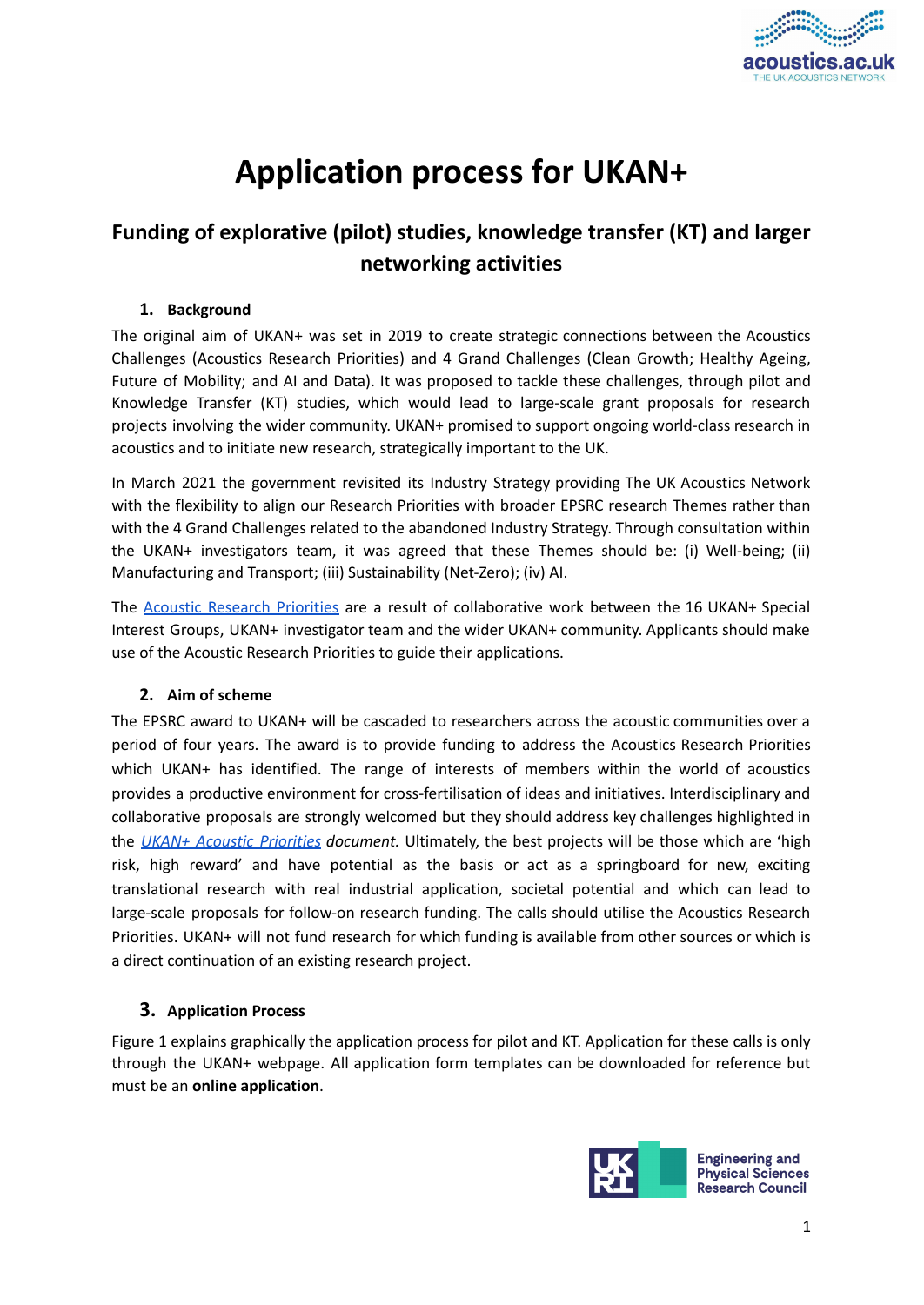# Application process for UKAN+

## Funding of explorative (pilot) studies, knowledge transfer (KT) and larger networking activities

### 1. Background

The original aim of UKAN+ was set in 2019 to create strategic connections between the Acoustics Challenges (Acoustics Research Priorities) and 4 Grand Challenges (Clean Growth; Healthy Ageing, Future of Mobility; and AI and Data). It was proposed to tackle these challenges, through pilot and Knowledge Transfer (KT) studies, which would lead to large-scale grant proposals for research projects involving the wider community. UKAN+ promised to support ongoing world-class research in acoustics and to initiate new research, strategically important to the UK.

In March 2021 the government revisited its Industry Strategy providing The UK Acoustics Network with the flexibility to align our Research Priorities with broader EPSRC research Themes rather than with the 4 Grand Challenges related to the abandoned Industry Strategy. Through consultation within the UKAN+ investigators team, it was agreed that these Themes should be: (i) Well-being; (ii) Manufacturing and Transport; (iii) Sustainability (Net-Zero); (iv) AI.

The Acoustic Research Priorities are a result of collaborative work between the 16 UKAN+ Special Interest Groups, UKAN+ investigator team and the wider UKAN+ community. Applicants should make use of the Acoustic Research Priorities to guide their applications.

### 2. Aim of scheme

The EPSRC award to UKAN+ will be cascaded to researchers across the acoustic communities over a period of four years. The award is to provide funding to address the Acoustics Research Priorities which UKAN+ has identified. The range of interests of members within the world of acoustics provides a productive environment for cross-fertilisation of ideas and initiatives. Interdisciplinary and collaborative proposals are strongly welcomed but they should address key challenges highlighted in the *UKAN+ Acoustic Priorities document.* Ultimately, the best projects will be those which are 'high risk, high reward' and have potential as the basis or act as a springboard for new, exciting translational research with real industrial application, societal potential and which can lead to large-scale proposals for follow-on research funding. The calls should utilise the Acoustics Research Priorities. UKAN+ will not fund research for which funding is available from other sources or which is a direct continuation of an existing research project.

### 3. Application Process

Figure 1 explains graphically the application process for pilot and KT. Application for these calls is only through the UKAN+ webpage. All application form templates can be downloaded for reference but must be an **online application**.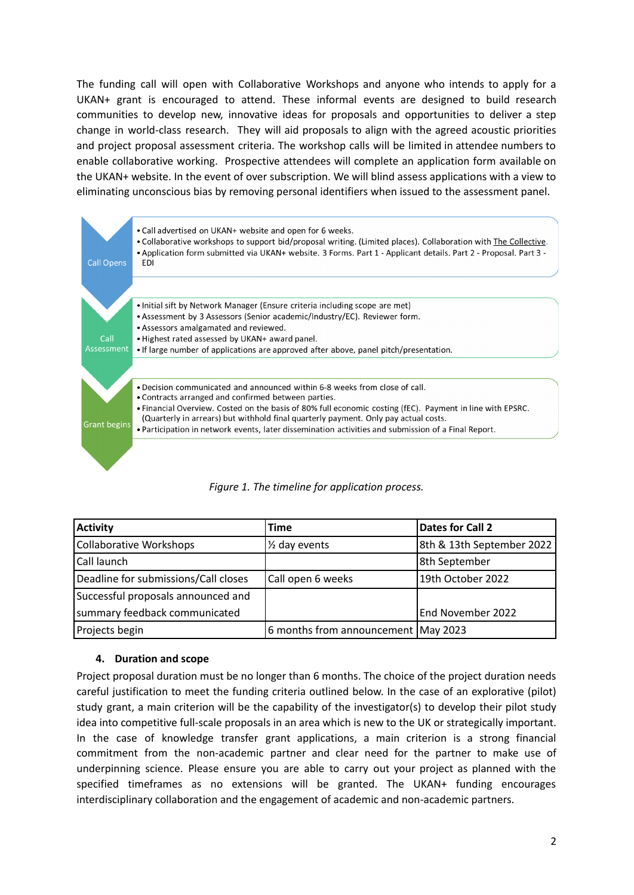The funding call will open with Collaborative Workshops and anyone who intends to apply for a UKAN+ grant is encouraged to attend. These informal events are designed to build research communities to develop new, innovative ideas for proposals and opportunities to deliver a step change in world-class research. They will aid proposals to align with the agreed acoustic priorities and project proposal assessment criteria. The workshop calls will be limited in attendee numbers to enable collaborative working. Prospective attendees will complete an application form available on the UKAN+ website. In the event of over subscription. We will blind assess applications with a view to eliminating unconscious bias by removing personal identifiers when issued to the assessment panel.

**Call Opens**

- Call advertised on UKAN+ website and open for 6 weeks.
- Collaborative workshops to support bid/proposal writing. (Limited places). Collaboration with The Collective.
- Application form submitted via UKAN+ website. 3 Forms. Part 1 - Applicant details. Part 2 - Proposal. Part 3 - EDI

**Call Assessment**

- Initial sift by Network Manager (Ensure criteria including scope are met)
- Assessment by 3 Assessors (Senior academic/Industry/EC). Reviewer form.
- Assessors amalgamated and reviewed.
- Highest rated assessed by UKAN+ award panel.
- If large number of applications are approved after above, panel pitch/presentation.

**Grant begins**

- Decision communicated and announced within 6-8 weeks from close of call.
- Contracts arranged and confirmed between parties.
- Financial Overview. Costed on the basis of 80% full economic costing (fEC). Payment in line with EPSRC. (Quarterly in arrears) but withhold final quarterly payment. Only pay actual costs.
- Participation in network events, later dissemination activities and submission of a Final Report.

*Figure 1. The timeline for application process.*

| Activity | Time | Dates for Call 2 |
|---|---|---|
| Collaborative Workshops | ½ day events | 8th & 13th September 2022 |
| Call launch | | 8th September |
| Deadline for submissions/Call closes | Call open 6 weeks | 19th October 2022 |
| Successful proposals announced and summary feedback communicated | | End November 2022 |
| Projects begin | 6 months from announcement | May 2023 |

## 4. Duration and scope

Project proposal duration must be no longer than 6 months. The choice of the project duration needs careful justification to meet the funding criteria outlined below. In the case of an explorative (pilot) study grant, a main criterion will be the capability of the investigator(s) to develop their pilot study idea into competitive full-scale proposals in an area which is new to the UK or strategically important. In the case of knowledge transfer grant applications, a main criterion is a strong financial commitment from the non-academic partner and clear need for the partner to make use of underpinning science. Please ensure you are able to carry out your project as planned with the specified timeframes as no extensions will be granted. The UKAN+ funding encourages interdisciplinary collaboration and the engagement of academic and non-academic partners.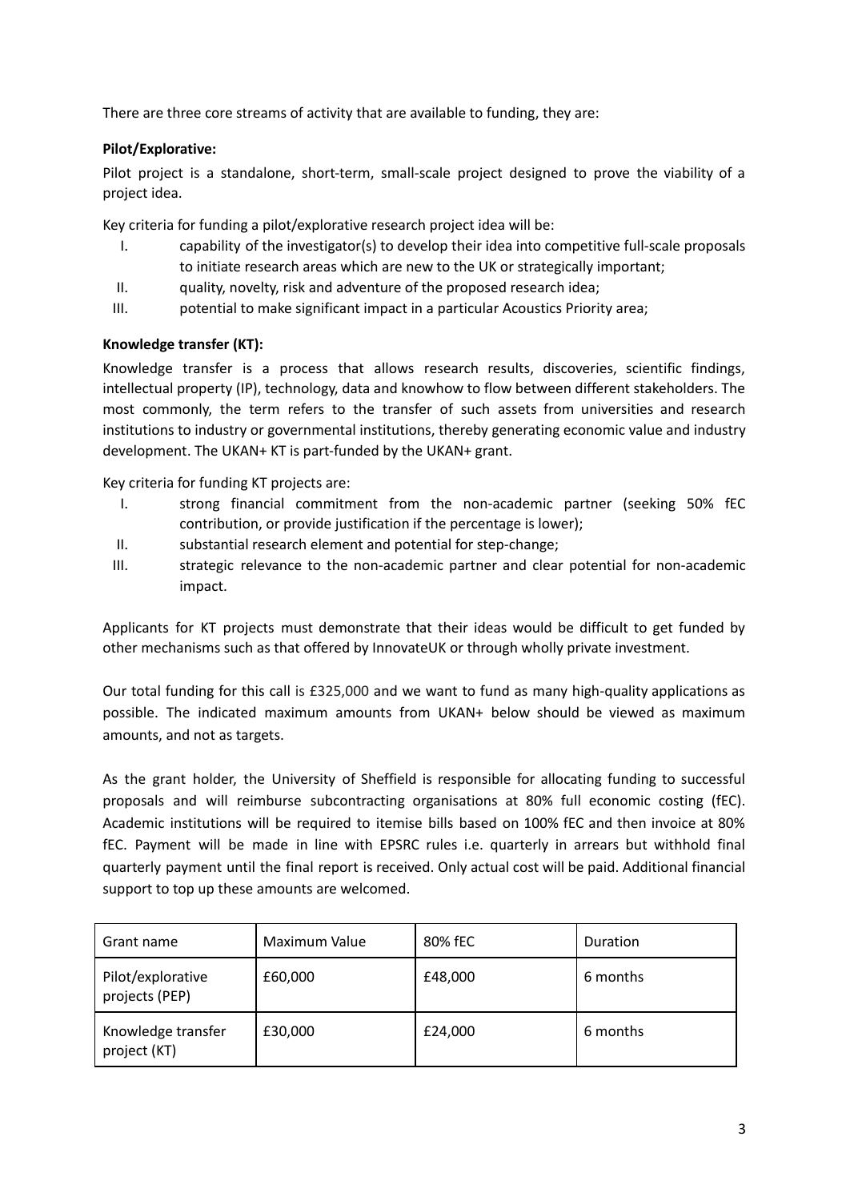There are three core streams of activity that are available to funding, they are:

**Pilot/Explorative:**

Pilot project is a standalone, short-term, small-scale project designed to prove the viability of a project idea.

Key criteria for funding a pilot/explorative research project idea will be:

I. capability of the investigator(s) to develop their idea into competitive full-scale proposals to initiate research areas which are new to the UK or strategically important;
II. quality, novelty, risk and adventure of the proposed research idea;
III. potential to make significant impact in a particular Acoustics Priority area;

**Knowledge transfer (KT):**

Knowledge transfer is a process that allows research results, discoveries, scientific findings, intellectual property (IP), technology, data and knowhow to flow between different stakeholders. The most commonly, the term refers to the transfer of such assets from universities and research institutions to industry or governmental institutions, thereby generating economic value and industry development. The UKAN+ KT is part-funded by the UKAN+ grant.

Key criteria for funding KT projects are:

I. strong financial commitment from the non-academic partner (seeking 50% fEC contribution, or provide justification if the percentage is lower);
II. substantial research element and potential for step-change;
III. strategic relevance to the non-academic partner and clear potential for non-academic impact.

Applicants for KT projects must demonstrate that their ideas would be difficult to get funded by other mechanisms such as that offered by InnovateUK or through wholly private investment.

Our total funding for this call is £325,000 and we want to fund as many high-quality applications as possible. The indicated maximum amounts from UKAN+ below should be viewed as maximum amounts, and not as targets.

As the grant holder, the University of Sheffield is responsible for allocating funding to successful proposals and will reimburse subcontracting organisations at 80% full economic costing (fEC). Academic institutions will be required to itemise bills based on 100% fEC and then invoice at 80% fEC. Payment will be made in line with EPSRC rules i.e. quarterly in arrears but withhold final quarterly payment until the final report is received. Only actual cost will be paid. Additional financial support to top up these amounts are welcomed.

| Grant name | Maximum Value | 80% fEC | Duration |
| --- | --- | --- | --- |
| Pilot/explorative projects (PEP) | £60,000 | £48,000 | 6 months |
| Knowledge transfer project (KT) | £30,000 | £24,000 | 6 months |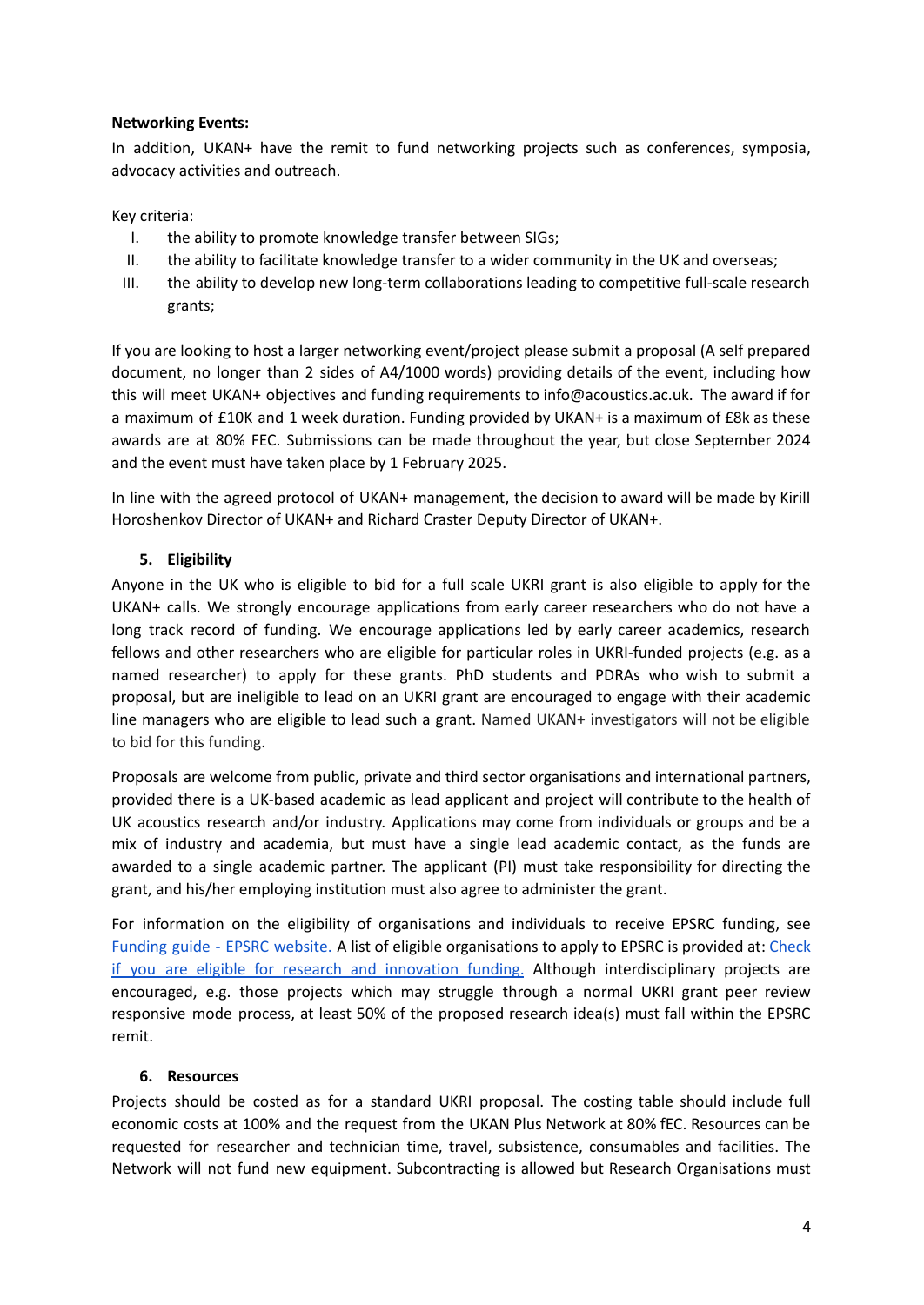**Networking Events:**

In addition, UKAN+ have the remit to fund networking projects such as conferences, symposia, advocacy activities and outreach.

Key criteria:

I. the ability to promote knowledge transfer between SIGs;
II. the ability to facilitate knowledge transfer to a wider community in the UK and overseas;
III. the ability to develop new long-term collaborations leading to competitive full-scale research grants;

If you are looking to host a larger networking event/project please submit a proposal (A self prepared document, no longer than 2 sides of A4/1000 words) providing details of the event, including how this will meet UKAN+ objectives and funding requirements to info@acoustics.ac.uk. The award if for a maximum of £10K and 1 week duration. Funding provided by UKAN+ is a maximum of £8k as these awards are at 80% FEC. Submissions can be made throughout the year, but close September 2024 and the event must have taken place by 1 February 2025.

In line with the agreed protocol of UKAN+ management, the decision to award will be made by Kirill Horoshenkov Director of UKAN+ and Richard Craster Deputy Director of UKAN+.

## 5. Eligibility

Anyone in the UK who is eligible to bid for a full scale UKRI grant is also eligible to apply for the UKAN+ calls. We strongly encourage applications from early career researchers who do not have a long track record of funding. We encourage applications led by early career academics, research fellows and other researchers who are eligible for particular roles in UKRI-funded projects (e.g. as a named researcher) to apply for these grants. PhD students and PDRAs who wish to submit a proposal, but are ineligible to lead on an UKRI grant are encouraged to engage with their academic line managers who are eligible to lead such a grant. Named UKAN+ investigators will not be eligible to bid for this funding.

Proposals are welcome from public, private and third sector organisations and international partners, provided there is a UK-based academic as lead applicant and project will contribute to the health of UK acoustics research and/or industry. Applications may come from individuals or groups and be a mix of industry and academia, but must have a single lead academic contact, as the funds are awarded to a single academic partner. The applicant (PI) must take responsibility for directing the grant, and his/her employing institution must also agree to administer the grant.

For information on the eligibility of organisations and individuals to receive EPSRC funding, see Funding guide - EPSRC website. A list of eligible organisations to apply to EPSRC is provided at: Check if you are eligible for research and innovation funding. Although interdisciplinary projects are encouraged, e.g. those projects which may struggle through a normal UKRI grant peer review responsive mode process, at least 50% of the proposed research idea(s) must fall within the EPSRC remit.

## 6. Resources

Projects should be costed as for a standard UKRI proposal. The costing table should include full economic costs at 100% and the request from the UKAN Plus Network at 80% fEC. Resources can be requested for researcher and technician time, travel, subsistence, consumables and facilities. The Network will not fund new equipment. Subcontracting is allowed but Research Organisations must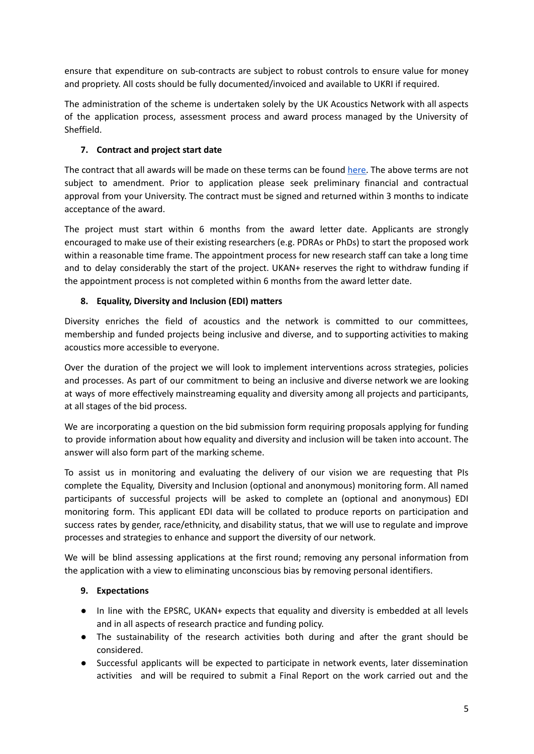ensure that expenditure on sub-contracts are subject to robust controls to ensure value for money and propriety. All costs should be fully documented/invoiced and available to UKRI if required.

The administration of the scheme is undertaken solely by the UK Acoustics Network with all aspects of the application process, assessment process and award process managed by the University of Sheffield.

## 7. Contract and project start date

The contract that all awards will be made on these terms can be found here. The above terms are not subject to amendment. Prior to application please seek preliminary financial and contractual approval from your University. The contract must be signed and returned within 3 months to indicate acceptance of the award.

The project must start within 6 months from the award letter date. Applicants are strongly encouraged to make use of their existing researchers (e.g. PDRAs or PhDs) to start the proposed work within a reasonable time frame. The appointment process for new research staff can take a long time and to delay considerably the start of the project. UKAN+ reserves the right to withdraw funding if the appointment process is not completed within 6 months from the award letter date.

## 8. Equality, Diversity and Inclusion (EDI) matters

Diversity enriches the field of acoustics and the network is committed to our committees, membership and funded projects being inclusive and diverse, and to supporting activities to making acoustics more accessible to everyone.

Over the duration of the project we will look to implement interventions across strategies, policies and processes. As part of our commitment to being an inclusive and diverse network we are looking at ways of more effectively mainstreaming equality and diversity among all projects and participants, at all stages of the bid process.

We are incorporating a question on the bid submission form requiring proposals applying for funding to provide information about how equality and diversity and inclusion will be taken into account. The answer will also form part of the marking scheme.

To assist us in monitoring and evaluating the delivery of our vision we are requesting that PIs complete the Equality, Diversity and Inclusion (optional and anonymous) monitoring form. All named participants of successful projects will be asked to complete an (optional and anonymous) EDI monitoring form. This applicant EDI data will be collated to produce reports on participation and success rates by gender, race/ethnicity, and disability status, that we will use to regulate and improve processes and strategies to enhance and support the diversity of our network.

We will be blind assessing applications at the first round; removing any personal information from the application with a view to eliminating unconscious bias by removing personal identifiers.

## 9. Expectations

- In line with the EPSRC, UKAN+ expects that equality and diversity is embedded at all levels and in all aspects of research practice and funding policy.
- The sustainability of the research activities both during and after the grant should be considered.
- Successful applicants will be expected to participate in network events, later dissemination activities and will be required to submit a Final Report on the work carried out and the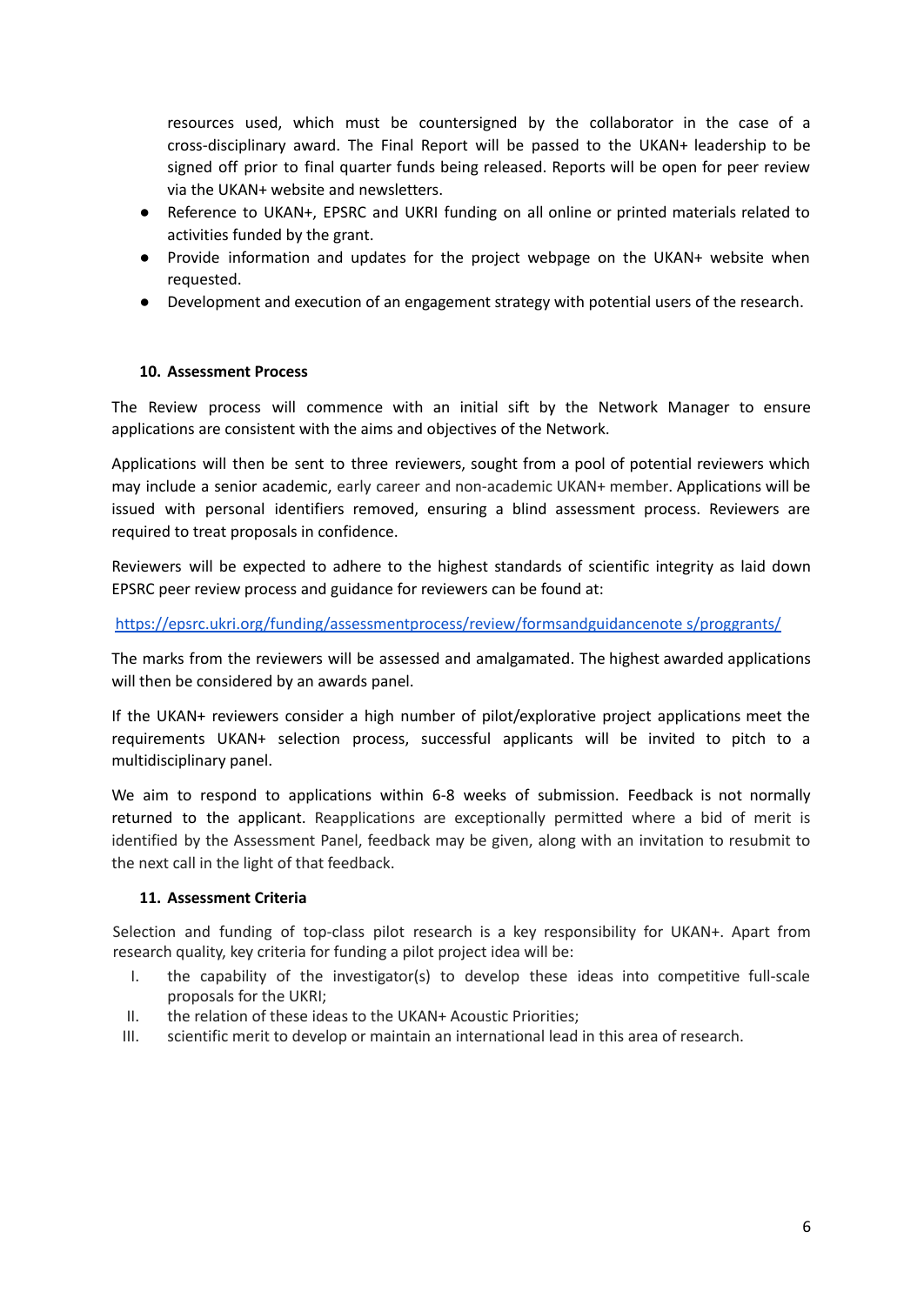resources used, which must be countersigned by the collaborator in the case of a cross-disciplinary award. The Final Report will be passed to the UKAN+ leadership to be signed off prior to final quarter funds being released. Reports will be open for peer review via the UKAN+ website and newsletters.

- Reference to UKAN+, EPSRC and UKRI funding on all online or printed materials related to activities funded by the grant.
- Provide information and updates for the project webpage on the UKAN+ website when requested.
- Development and execution of an engagement strategy with potential users of the research.

#### 10. Assessment Process

The Review process will commence with an initial sift by the Network Manager to ensure applications are consistent with the aims and objectives of the Network.

Applications will then be sent to three reviewers, sought from a pool of potential reviewers which may include a senior academic, early career and non-academic UKAN+ member. Applications will be issued with personal identifiers removed, ensuring a blind assessment process. Reviewers are required to treat proposals in confidence.

Reviewers will be expected to adhere to the highest standards of scientific integrity as laid down EPSRC peer review process and guidance for reviewers can be found at:

https://epsrc.ukri.org/funding/assessmentprocess/review/formsandguidancenote s/proggrants/

The marks from the reviewers will be assessed and amalgamated. The highest awarded applications will then be considered by an awards panel.

If the UKAN+ reviewers consider a high number of pilot/explorative project applications meet the requirements UKAN+ selection process, successful applicants will be invited to pitch to a multidisciplinary panel.

We aim to respond to applications within 6-8 weeks of submission. Feedback is not normally returned to the applicant. Reapplications are exceptionally permitted where a bid of merit is identified by the Assessment Panel, feedback may be given, along with an invitation to resubmit to the next call in the light of that feedback.

#### 11. Assessment Criteria

Selection and funding of top-class pilot research is a key responsibility for UKAN+. Apart from research quality, key criteria for funding a pilot project idea will be:

I. the capability of the investigator(s) to develop these ideas into competitive full-scale proposals for the UKRI;
II. the relation of these ideas to the UKAN+ Acoustic Priorities;
III. scientific merit to develop or maintain an international lead in this area of research.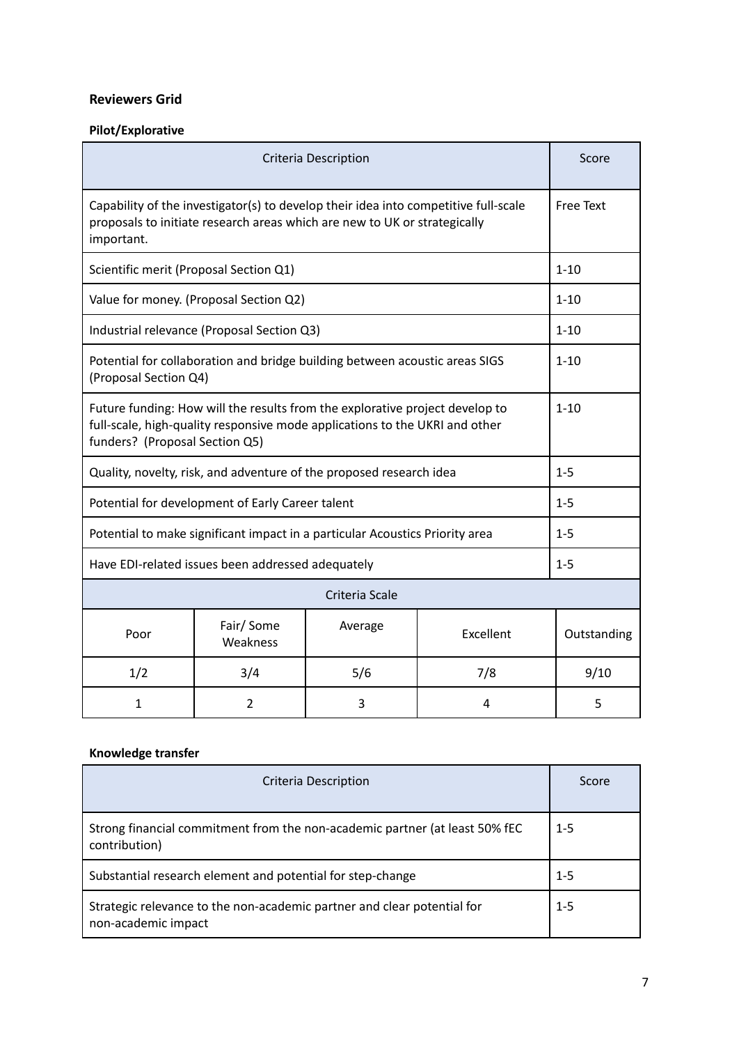**Reviewers Grid**

**Pilot/Explorative**

| Criteria Description | Score |
|---|---|
| Capability of the investigator(s) to develop their idea into competitive full-scale proposals to initiate research areas which are new to UK or strategically important. | Free Text |
| Scientific merit (Proposal Section Q1) | 1-10 |
| Value for money. (Proposal Section Q2) | 1-10 |
| Industrial relevance (Proposal Section Q3) | 1-10 |
| Potential for collaboration and bridge building between acoustic areas SIGS (Proposal Section Q4) | 1-10 |
| Future funding: How will the results from the explorative project develop to full-scale, high-quality responsive mode applications to the UKRI and other funders? (Proposal Section Q5) | 1-10 |
| Quality, novelty, risk, and adventure of the proposed research idea | 1-5 |
| Potential for development of Early Career talent | 1-5 |
| Potential to make significant impact in a particular Acoustics Priority area | 1-5 |
| Have EDI-related issues been addressed adequately | 1-5 |

| Criteria Scale | | | | |
|---|---|---|---|---|
| Poor | Fair/ Some Weakness | Average | Excellent | Outstanding |
| 1/2 | 3/4 | 5/6 | 7/8 | 9/10 |
| 1 | 2 | 3 | 4 | 5 |

**Knowledge transfer**

| Criteria Description | Score |
|---|---|
| Strong financial commitment from the non-academic partner (at least 50% fEC contribution) | 1-5 |
| Substantial research element and potential for step-change | 1-5 |
| Strategic relevance to the non-academic partner and clear potential for non-academic impact | 1-5 |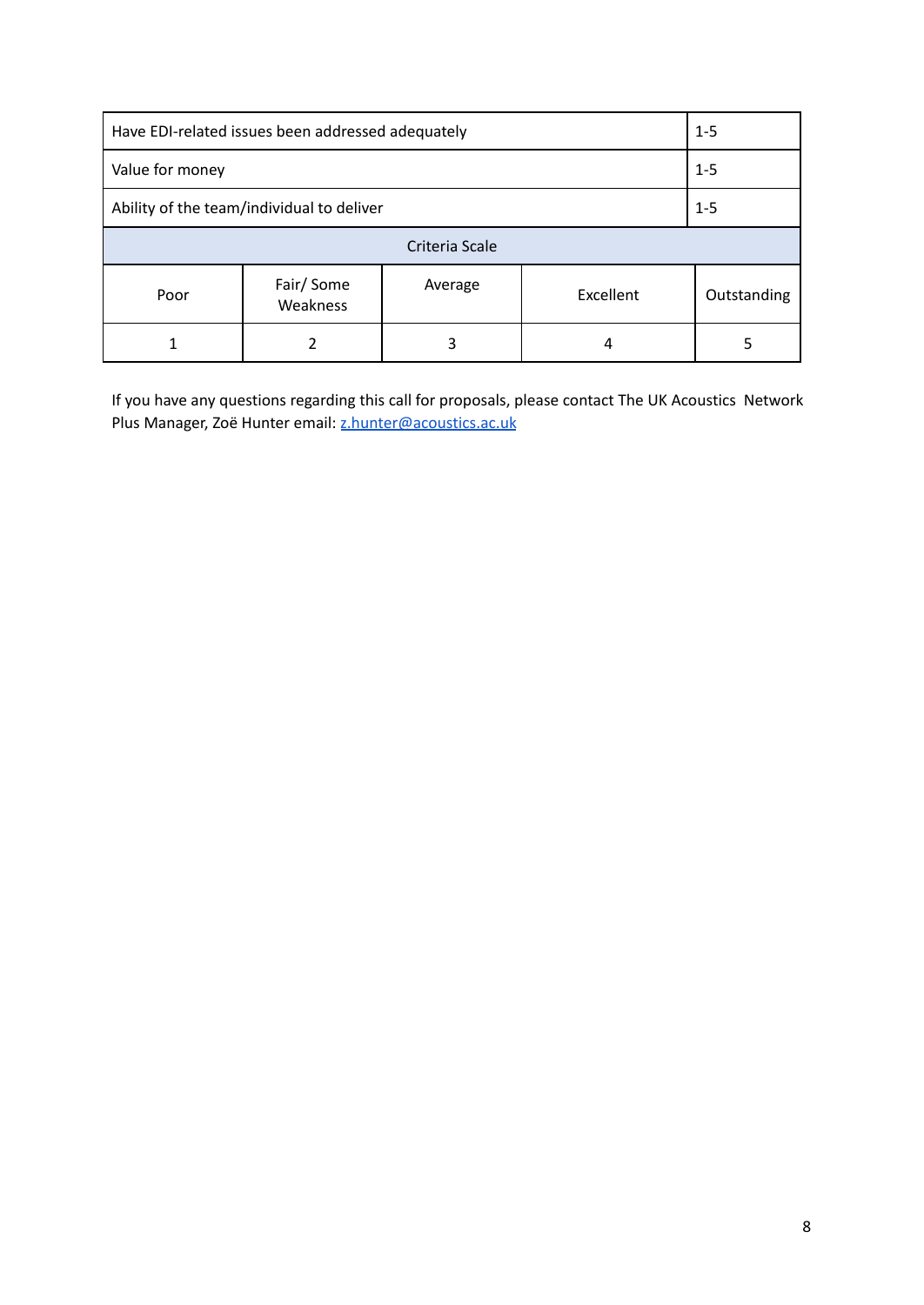| | |
|---|---|
| Have EDI-related issues been addressed adequately | 1-5 |
| Value for money | 1-5 |
| Ability of the team/individual to deliver | 1-5 |

| Criteria Scale | | | | |
|---|---|---|---|---|
| Poor | Fair/ Some Weakness | Average | Excellent | Outstanding |
| 1 | 2 | 3 | 4 | 5 |

If you have any questions regarding this call for proposals, please contact The UK Acoustics Network Plus Manager, Zoë Hunter email: [z.hunter@acoustics.ac.uk](mailto:z.hunter@acoustics.ac.uk)